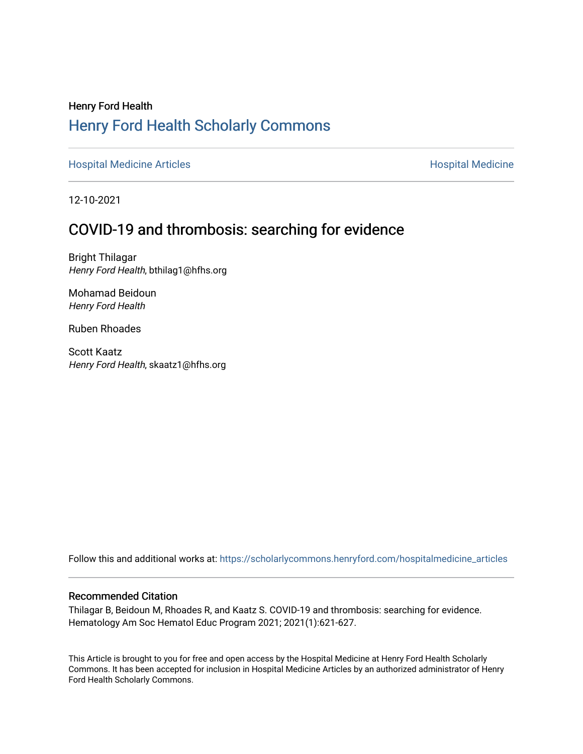Henry Ford Health

# Henry Ford Health Scholarly Commons

Hospital Medicine Articles | Hospital Medicine

12-10-2021

## COVID-19 and thrombosis: searching for evidence

Bright Thilagar
*Henry Ford Health*, bthilag1@hfhs.org

Mohamad Beidoun
*Henry Ford Health*

Ruben Rhoades

Scott Kaatz
*Henry Ford Health*, skaatz1@hfhs.org

Follow this and additional works at: https://scholarlycommons.henryford.com/hospitalmedicine_articles

### Recommended Citation

Thilagar B, Beidoun M, Rhoades R, and Kaatz S. COVID-19 and thrombosis: searching for evidence. Hematology Am Soc Hematol Educ Program 2021; 2021(1):621-627.

This Article is brought to you for free and open access by the Hospital Medicine at Henry Ford Health Scholarly Commons. It has been accepted for inclusion in Hospital Medicine Articles by an authorized administrator of Henry Ford Health Scholarly Commons.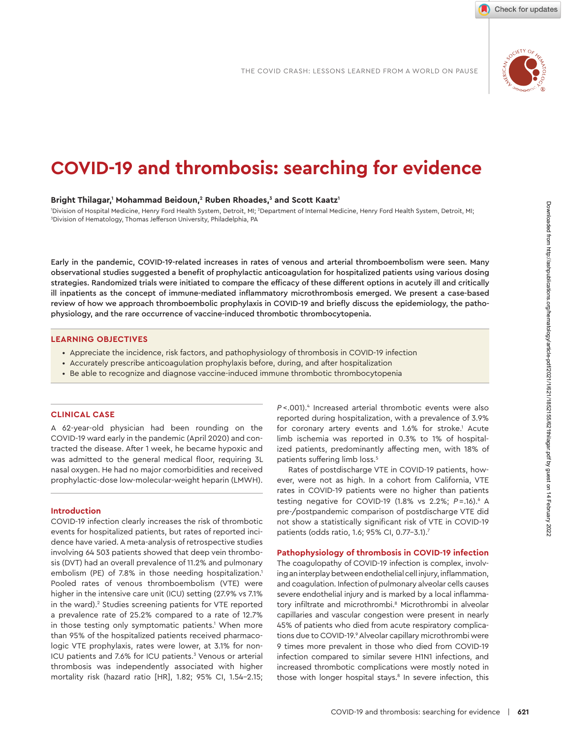# COVID-19 and thrombosis: searching for evidence

**Bright Thilagar,[1] Mohammad Beidoun,[2] Ruben Rhoades,[3] and Scott Kaatz[1]**

[1]Division of Hospital Medicine, Henry Ford Health System, Detroit, MI; [2]Department of Internal Medicine, Henry Ford Health System, Detroit, MI; [3]Division of Hematology, Thomas Jefferson University, Philadelphia, PA

**Early in the pandemic, COVID-19-related increases in rates of venous and arterial thromboembolism were seen. Many observational studies suggested a benefit of prophylactic anticoagulation for hospitalized patients using various dosing strategies. Randomized trials were initiated to compare the efficacy of these different options in acutely ill and critically ill inpatients as the concept of immune-mediated inflammatory microthrombosis emerged. We present a case-based review of how we approach thromboembolic prophylaxis in COVID-19 and briefly discuss the epidemiology, the pathophysiology, and the rare occurrence of vaccine-induced thrombotic thrombocytopenia.**

## LEARNING OBJECTIVES

- Appreciate the incidence, risk factors, and pathophysiology of thrombosis in COVID-19 infection
- Accurately prescribe anticoagulation prophylaxis before, during, and after hospitalization
- Be able to recognize and diagnose vaccine-induced immune thrombotic thrombocytopenia

## CLINICAL CASE

A 62-year-old physician had been rounding on the COVID-19 ward early in the pandemic (April 2020) and contracted the disease. After 1 week, he became hypoxic and was admitted to the general medical floor, requiring 3L nasal oxygen. He had no major comorbidities and received prophylactic-dose low-molecular-weight heparin (LMWH).

## Introduction

COVID-19 infection clearly increases the risk of thrombotic events for hospitalized patients, but rates of reported incidence have varied. A meta-analysis of retrospective studies involving 64 503 patients showed that deep vein thrombosis (DVT) had an overall prevalence of 11.2% and pulmonary embolism (PE) of 7.8% in those needing hospitalization.[1] Pooled rates of venous thromboembolism (VTE) were higher in the intensive care unit (ICU) setting (27.9% vs 7.1% in the ward).[2] Studies screening patients for VTE reported a prevalence rate of 25.2% compared to a rate of 12.7% in those testing only symptomatic patients.[1] When more than 95% of the hospitalized patients received pharmacologic VTE prophylaxis, rates were lower, at 3.1% for non-ICU patients and 7.6% for ICU patients.[3] Venous or arterial thrombosis was independently associated with higher mortality risk (hazard ratio [HR], 1.82; 95% CI, 1.54–2.15; *P* <.001).[4] Increased arterial thrombotic events were also reported during hospitalization, with a prevalence of 3.9% for coronary artery events and 1.6% for stroke.[1] Acute limb ischemia was reported in 0.3% to 1% of hospitalized patients, predominantly affecting men, with 18% of patients suffering limb loss.[5]

Rates of postdischarge VTE in COVID-19 patients, however, were not as high. In a cohort from California, VTE rates in COVID-19 patients were no higher than patients testing negative for COVID-19 (1.8% vs 2.2%; *P* =.16).[6] A pre-/postpandemic comparison of postdischarge VTE did not show a statistically significant risk of VTE in COVID-19 patients (odds ratio, 1.6; 95% CI, 0.77–3.1).[7]

## Pathophysiology of thrombosis in COVID-19 infection

The coagulopathy of COVID-19 infection is complex, involving an interplay between endothelial cell injury, inflammation, and coagulation. Infection of pulmonary alveolar cells causes severe endothelial injury and is marked by a local inflammatory infiltrate and microthrombi.[8] Microthrombi in alveolar capillaries and vascular congestion were present in nearly 45% of patients who died from acute respiratory complications due to COVID-19.[9] Alveolar capillary microthrombi were 9 times more prevalent in those who died from COVID-19 infection compared to similar severe H1N1 infections, and increased thrombotic complications were mostly noted in those with longer hospital stays.[8] In severe infection, this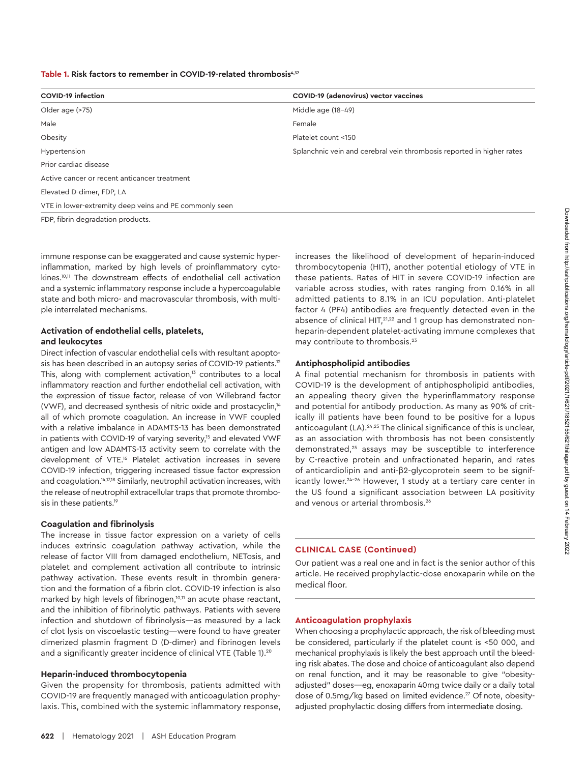**Table 1. Risk factors to remember in COVID-19-related thrombosis[4,37]**

| COVID-19 infection | COVID-19 (adenovirus) vector vaccines |
|---|---|
| Older age (>75) | Middle age (18–49) |
| Male | Female |
| Obesity | Platelet count <150 |
| Hypertension | Splanchnic vein and cerebral vein thrombosis reported in higher rates |
| Prior cardiac disease | |
| Active cancer or recent anticancer treatment | |
| Elevated D-dimer, FDP, LA | |
| VTE in lower-extremity deep veins and PE commonly seen | |

FDP, fibrin degradation products.

immune response can be exaggerated and cause systemic hyperinflammation, marked by high levels of proinflammatory cytokines.[10,11] The downstream effects of endothelial cell activation and a systemic inflammatory response include a hypercoagulable state and both micro- and macrovascular thrombosis, with multiple interrelated mechanisms.

### Activation of endothelial cells, platelets, and leukocytes

Direct infection of vascular endothelial cells with resultant apoptosis has been described in an autopsy series of COVID-19 patients.[12] This, along with complement activation,[13] contributes to a local inflammatory reaction and further endothelial cell activation, with the expression of tissue factor, release of von Willebrand factor (VWF), and decreased synthesis of nitric oxide and prostacyclin,[14] all of which promote coagulation. An increase in VWF coupled with a relative imbalance in ADAMTS-13 has been demonstrated in patients with COVID-19 of varying severity,[15] and elevated VWF antigen and low ADAMTS-13 activity seem to correlate with the development of VTE.[16] Platelet activation increases in severe COVID-19 infection, triggering increased tissue factor expression and coagulation.[14,17,18] Similarly, neutrophil activation increases, with the release of neutrophil extracellular traps that promote thrombosis in these patients.[19]

### Coagulation and fibrinolysis

The increase in tissue factor expression on a variety of cells induces extrinsic coagulation pathway activation, while the release of factor VIII from damaged endothelium, NETosis, and platelet and complement activation all contribute to intrinsic pathway activation. These events result in thrombin generation and the formation of a fibrin clot. COVID-19 infection is also marked by high levels of fibrinogen,[10,11] an acute phase reactant, and the inhibition of fibrinolytic pathways. Patients with severe infection and shutdown of fibrinolysis—as measured by a lack of clot lysis on viscoelastic testing—were found to have greater dimerized plasmin fragment D (D-dimer) and fibrinogen levels and a significantly greater incidence of clinical VTE (Table 1).[20]

### Heparin-induced thrombocytopenia

Given the propensity for thrombosis, patients admitted with COVID-19 are frequently managed with anticoagulation prophylaxis. This, combined with the systemic inflammatory response, increases the likelihood of development of heparin-induced thrombocytopenia (HIT), another potential etiology of VTE in these patients. Rates of HIT in severe COVID-19 infection are variable across studies, with rates ranging from 0.16% in all admitted patients to 8.1% in an ICU population. Anti-platelet factor 4 (PF4) antibodies are frequently detected even in the absence of clinical HIT,[21,22] and 1 group has demonstrated non-heparin-dependent platelet-activating immune complexes that may contribute to thrombosis.[23]

### Antiphospholipid antibodies

A final potential mechanism for thrombosis in patients with COVID-19 is the development of antiphospholipid antibodies, an appealing theory given the hyperinflammatory response and potential for antibody production. As many as 90% of critically ill patients have been found to be positive for a lupus anticoagulant (LA).[24,25] The clinical significance of this is unclear, as an association with thrombosis has not been consistently demonstrated,[25] assays may be susceptible to interference by C-reactive protein and unfractionated heparin, and rates of anticardiolipin and anti-β2-glycoprotein seem to be significantly lower.[24–26] However, 1 study at a tertiary care center in the US found a significant association between LA positivity and venous or arterial thrombosis.[26]

### CLINICAL CASE (Continued)

Our patient was a real one and in fact is the senior author of this article. He received prophylactic-dose enoxaparin while on the medical floor.

### Anticoagulation prophylaxis

When choosing a prophylactic approach, the risk of bleeding must be considered, particularly if the platelet count is <50 000, and mechanical prophylaxis is likely the best approach until the bleeding risk abates. The dose and choice of anticoagulant also depend on renal function, and it may be reasonable to give "obesity-adjusted" doses—eg, enoxaparin 40mg twice daily or a daily total dose of 0.5mg/kg based on limited evidence.[27] Of note, obesity-adjusted prophylactic dosing differs from intermediate dosing.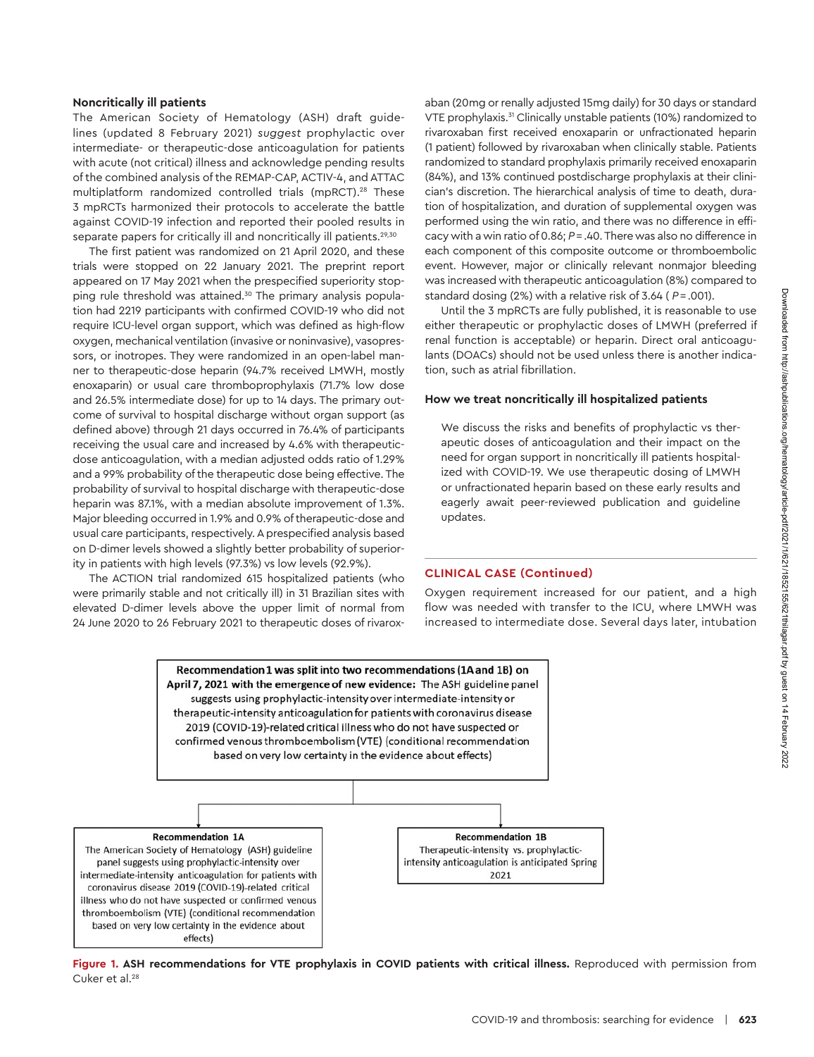### Noncritically ill patients

The American Society of Hematology (ASH) draft guidelines (updated 8 February 2021) *suggest* prophylactic over intermediate- or therapeutic-dose anticoagulation for patients with acute (not critical) illness and acknowledge pending results of the combined analysis of the REMAP-CAP, ACTIV-4, and ATTAC multiplatform randomized controlled trials (mpRCT).[28] These 3 mpRCTs harmonized their protocols to accelerate the battle against COVID-19 infection and reported their pooled results in separate papers for critically ill and noncritically ill patients.[29,30]

The first patient was randomized on 21 April 2020, and these trials were stopped on 22 January 2021. The preprint report appeared on 17 May 2021 when the prespecified superiority stopping rule threshold was attained.[30] The primary analysis population had 2219 participants with confirmed COVID-19 who did not require ICU-level organ support, which was defined as high-flow oxygen, mechanical ventilation (invasive or noninvasive), vasopressors, or inotropes. They were randomized in an open-label manner to therapeutic-dose heparin (94.7% received LMWH, mostly enoxaparin) or usual care thromboprophylaxis (71.7% low dose and 26.5% intermediate dose) for up to 14 days. The primary outcome of survival to hospital discharge without organ support (as defined above) through 21 days occurred in 76.4% of participants receiving the usual care and increased by 4.6% with therapeutic-dose anticoagulation, with a median adjusted odds ratio of 1.29% and a 99% probability of the therapeutic dose being effective. The probability of survival to hospital discharge with therapeutic-dose heparin was 87.1%, with a median absolute improvement of 1.3%. Major bleeding occurred in 1.9% and 0.9% of therapeutic-dose and usual care participants, respectively. A prespecified analysis based on D-dimer levels showed a slightly better probability of superiority in patients with high levels (97.3%) vs low levels (92.9%).

The ACTION trial randomized 615 hospitalized patients (who were primarily stable and not critically ill) in 31 Brazilian sites with elevated D-dimer levels above the upper limit of normal from 24 June 2020 to 26 February 2021 to therapeutic doses of rivaroxaban (20mg or renally adjusted 15mg daily) for 30 days or standard VTE prophylaxis.[31] Clinically unstable patients (10%) randomized to rivaroxaban first received enoxaparin or unfractionated heparin (1 patient) followed by rivaroxaban when clinically stable. Patients randomized to standard prophylaxis primarily received enoxaparin (84%), and 13% continued postdischarge prophylaxis at their clinician's discretion. The hierarchical analysis of time to death, duration of hospitalization, and duration of supplemental oxygen was performed using the win ratio, and there was no difference in efficacy with a win ratio of 0.86; $P = .40$. There was also no difference in each component of this composite outcome or thromboembolic event. However, major or clinically relevant nonmajor bleeding was increased with therapeutic anticoagulation (8%) compared to standard dosing (2%) with a relative risk of 3.64 ($P = .001$).

Until the 3 mpRCTs are fully published, it is reasonable to use either therapeutic or prophylactic doses of LMWH (preferred if renal function is acceptable) or heparin. Direct oral anticoagulants (DOACs) should not be used unless there is another indication, such as atrial fibrillation.

### How we treat noncritically ill hospitalized patients

We discuss the risks and benefits of prophylactic vs therapeutic doses of anticoagulation and their impact on the need for organ support in noncritically ill patients hospitalized with COVID-19. We use therapeutic dosing of LMWH or unfractionated heparin based on these early results and eagerly await peer-reviewed publication and guideline updates.

### CLINICAL CASE (Continued)

Oxygen requirement increased for our patient, and a high flow was needed with transfer to the ICU, where LMWH was increased to intermediate dose. Several days later, intubation

**Recommendation 1 was split into two recommendations (1A and 1B) on April 7, 2021 with the emergence of new evidence:** The ASH guideline panel suggests using prophylactic-intensity over intermediate-intensity or therapeutic-intensity anticoagulation for patients with coronavirus disease 2019 (COVID-19)-related critical illness who do not have suspected or confirmed venous thromboembolism (VTE) (conditional recommendation based on very low certainty in the evidence about effects)

**Recommendation 1A**
The American Society of Hematology (ASH) guideline panel suggests using prophylactic-intensity over intermediate-intensity anticoagulation for patients with coronavirus disease 2019 (COVID-19)-related critical illness who do not have suspected or confirmed venous thromboembolism (VTE) (conditional recommendation based on very low certainty in the evidence about effects)

**Recommendation 1B**
Therapeutic-intensity vs. prophylactic-intensity anticoagulation is anticipated Spring 2021

**Figure 1. ASH recommendations for VTE prophylaxis in COVID patients with critical illness.** Reproduced with permission from Cuker et al.[28]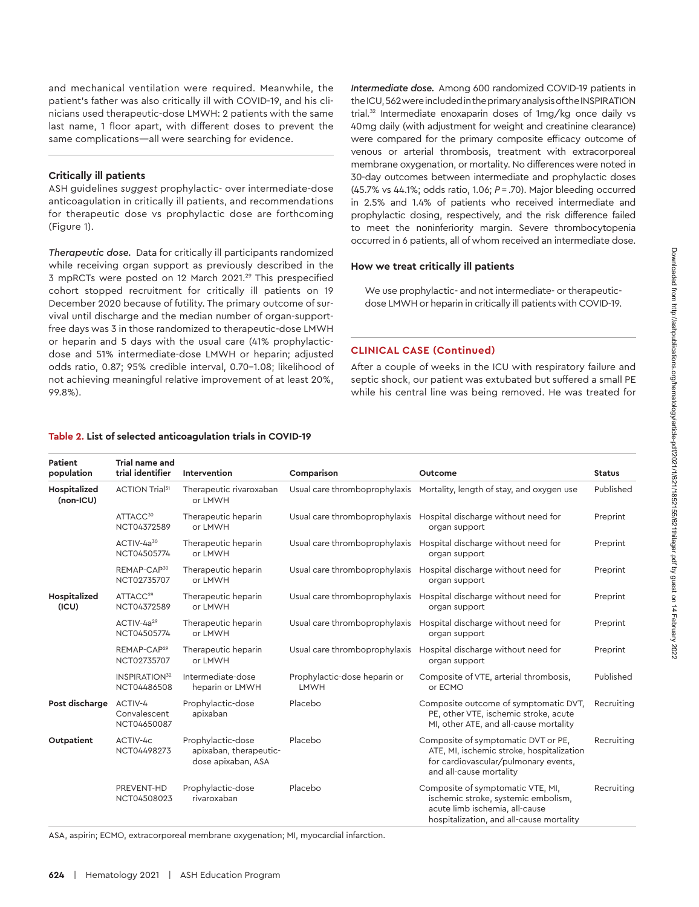and mechanical ventilation were required. Meanwhile, the patient's father was also critically ill with COVID-19, and his clinicians used therapeutic-dose LMWH: 2 patients with the same last name, 1 floor apart, with different doses to prevent the same complications—all were searching for evidence.

### Critically ill patients

ASH guidelines *suggest* prophylactic- over intermediate-dose anticoagulation in critically ill patients, and recommendations for therapeutic dose vs prophylactic dose are forthcoming (Figure 1).

***Therapeutic dose.*** Data for critically ill participants randomized while receiving organ support as previously described in the 3 mpRCTs were posted on 12 March 2021.[29] This prespecified cohort stopped recruitment for critically ill patients on 19 December 2020 because of futility. The primary outcome of survival until discharge and the median number of organ-support-free days was 3 in those randomized to therapeutic-dose LMWH or heparin and 5 days with the usual care (41% prophylactic-dose and 51% intermediate-dose LMWH or heparin; adjusted odds ratio, 0.87; 95% credible interval, 0.70–1.08; likelihood of not achieving meaningful relative improvement of at least 20%, 99.8%).

***Intermediate dose.*** Among 600 randomized COVID-19 patients in the ICU, 562 were included in the primary analysis of the INSPIRATION trial.[32] Intermediate enoxaparin doses of 1mg/kg once daily vs 40mg daily (with adjustment for weight and creatinine clearance) were compared for the primary composite efficacy outcome of venous or arterial thrombosis, treatment with extracorporeal membrane oxygenation, or mortality. No differences were noted in 30-day outcomes between intermediate and prophylactic doses (45.7% vs 44.1%; odds ratio, 1.06; $P = .70$). Major bleeding occurred in 2.5% and 1.4% of patients who received intermediate and prophylactic dosing, respectively, and the risk difference failed to meet the noninferiority margin. Severe thrombocytopenia occurred in 6 patients, all of whom received an intermediate dose.

### How we treat critically ill patients

We use prophylactic- and not intermediate- or therapeutic-dose LMWH or heparin in critically ill patients with COVID-19.

### CLINICAL CASE (Continued)

After a couple of weeks in the ICU with respiratory failure and septic shock, our patient was extubated but suffered a small PE while his central line was being removed. He was treated for

**Table 2. List of selected anticoagulation trials in COVID-19**

| Patient population | Trial name and trial identifier | Intervention | Comparison | Outcome | Status |
|---|---|---|---|---|---|
| **Hospitalized (non-ICU)** | ACTION Trial[31] | Therapeutic rivaroxaban or LMWH | Usual care thromboprophylaxis | Mortality, length of stay, and oxygen use | Published |
| | ATTACC[30] NCT04372589 | Therapeutic heparin or LMWH | Usual care thromboprophylaxis | Hospital discharge without need for organ support | Preprint |
| | ACTIV-4a[30] NCT04505774 | Therapeutic heparin or LMWH | Usual care thromboprophylaxis | Hospital discharge without need for organ support | Preprint |
| | REMAP-CAP[30] NCT02735707 | Therapeutic heparin or LMWH | Usual care thromboprophylaxis | Hospital discharge without need for organ support | Preprint |
| **Hospitalized (ICU)** | ATTACC[29] NCT04372589 | Therapeutic heparin or LMWH | Usual care thromboprophylaxis | Hospital discharge without need for organ support | Preprint |
| | ACTIV-4a[29] NCT04505774 | Therapeutic heparin or LMWH | Usual care thromboprophylaxis | Hospital discharge without need for organ support | Preprint |
| | REMAP-CAP[29] NCT02735707 | Therapeutic heparin or LMWH | Usual care thromboprophylaxis | Hospital discharge without need for organ support | Preprint |
| | INSPIRATION[32] NCT04486508 | Intermediate-dose heparin or LMWH | Prophylactic-dose heparin or LMWH | Composite of VTE, arterial thrombosis, or ECMO | Published |
| **Post discharge** | ACTIV-4 Convalescent NCT04650087 | Prophylactic-dose apixaban | Placebo | Composite outcome of symptomatic DVT, PE, other VTE, ischemic stroke, acute MI, other ATE, and all-cause mortality | Recruiting |
| **Outpatient** | ACTIV-4c NCT04498273 | Prophylactic-dose apixaban, therapeutic-dose apixaban, ASA | Placebo | Composite of symptomatic DVT or PE, ATE, MI, ischemic stroke, hospitalization for cardiovascular/pulmonary events, and all-cause mortality | Recruiting |
| | PREVENT-HD NCT04508023 | Prophylactic-dose rivaroxaban | Placebo | Composite of symptomatic VTE, MI, ischemic stroke, systemic embolism, acute limb ischemia, all-cause hospitalization, and all-cause mortality | Recruiting |

ASA, aspirin; ECMO, extracorporeal membrane oxygenation; MI, myocardial infarction.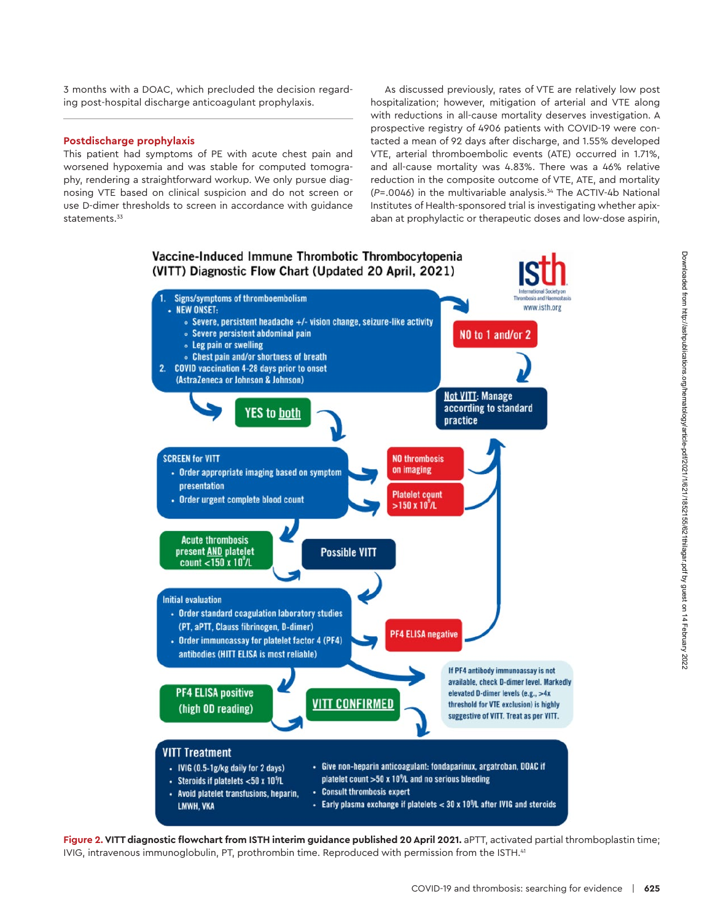3 months with a DOAC, which precluded the decision regarding post-hospital discharge anticoagulant prophylaxis.

### Postdischarge prophylaxis

This patient had symptoms of PE with acute chest pain and worsened hypoxemia and was stable for computed tomography, rendering a straightforward workup. We only pursue diagnosing VTE based on clinical suspicion and do not screen or use D-dimer thresholds to screen in accordance with guidance statements.[33]

As discussed previously, rates of VTE are relatively low post hospitalization; however, mitigation of arterial and VTE along with reductions in all-cause mortality deserves investigation. A prospective registry of 4906 patients with COVID-19 were contacted a mean of 92 days after discharge, and 1.55% developed VTE, arterial thromboembolic events (ATE) occurred in 1.71%, and all-cause mortality was 4.83%. There was a 46% relative reduction in the composite outcome of VTE, ATE, and mortality ($P$=.0046) in the multivariable analysis.[34] The ACTIV-4b National Institutes of Health-sponsored trial is investigating whether apixaban at prophylactic or therapeutic doses and low-dose aspirin,

**Vaccine-Induced Immune Thrombotic Thrombocytopenia (VITT) Diagnostic Flow Chart (Updated 20 April, 2021)**

ISTH – International Society on Thrombosis and Haemostasis – www.isth.org

1. Signs/symptoms of thromboembolism
   - NEW ONSET:
     - Severe, persistent headache +/- vision change, seizure-like activity
     - Severe persistent abdominal pain
     - Leg pain or swelling
     - Chest pain and/or shortness of breath
2. COVID vaccination 4-28 days prior to onset (AstraZeneca or Johnson & Johnson)

NO to 1 and/or 2 → **Not VITT**: Manage according to standard practice

YES to both →

**SCREEN for VITT**
- Order appropriate imaging based on symptom presentation
- Order urgent complete blood count

NO thrombosis on imaging / Platelet count $>150 \times 10^9$/L → Not VITT

Acute thrombosis present AND platelet count $<150 \times 10^9$/L → **Possible VITT**

**Initial evaluation**
- Order standard coagulation laboratory studies (PT, aPTT, Clauss fibrinogen, D-dimer)
- Order immunoassay for platelet factor 4 (PF4) antibodies (HITT ELISA is most reliable)

PF4 ELISA negative → Not VITT

If PF4 antibody immunoassay is not available, check D-dimer level. Markedly elevated D-dimer levels (e.g., >4x threshold for VTE exclusion) is highly suggestive of VITT. Treat as per VITT.

PF4 ELISA positive (high OD reading) → **VITT CONFIRMED**

**VITT Treatment**
- IVIG (0.5-1g/kg daily for 2 days)
- Steroids if platelets $<50 \times 10^9$/L
- Avoid platelet transfusions, heparin, LMWH, VKA
- Give non-heparin anticoagulant: fondaparinux, argatroban, DOAC if platelet count $>50 \times 10^9$/L and no serious bleeding
- Consult thrombosis expert
- Early plasma exchange if platelets $< 30 \times 10^9$/L after IVIG and steroids

**Figure 2. VITT diagnostic flowchart from ISTH interim guidance published 20 April 2021.** aPTT, activated partial thromboplastin time; IVIG, intravenous immunoglobulin, PT, prothrombin time. Reproduced with permission from the ISTH.[41]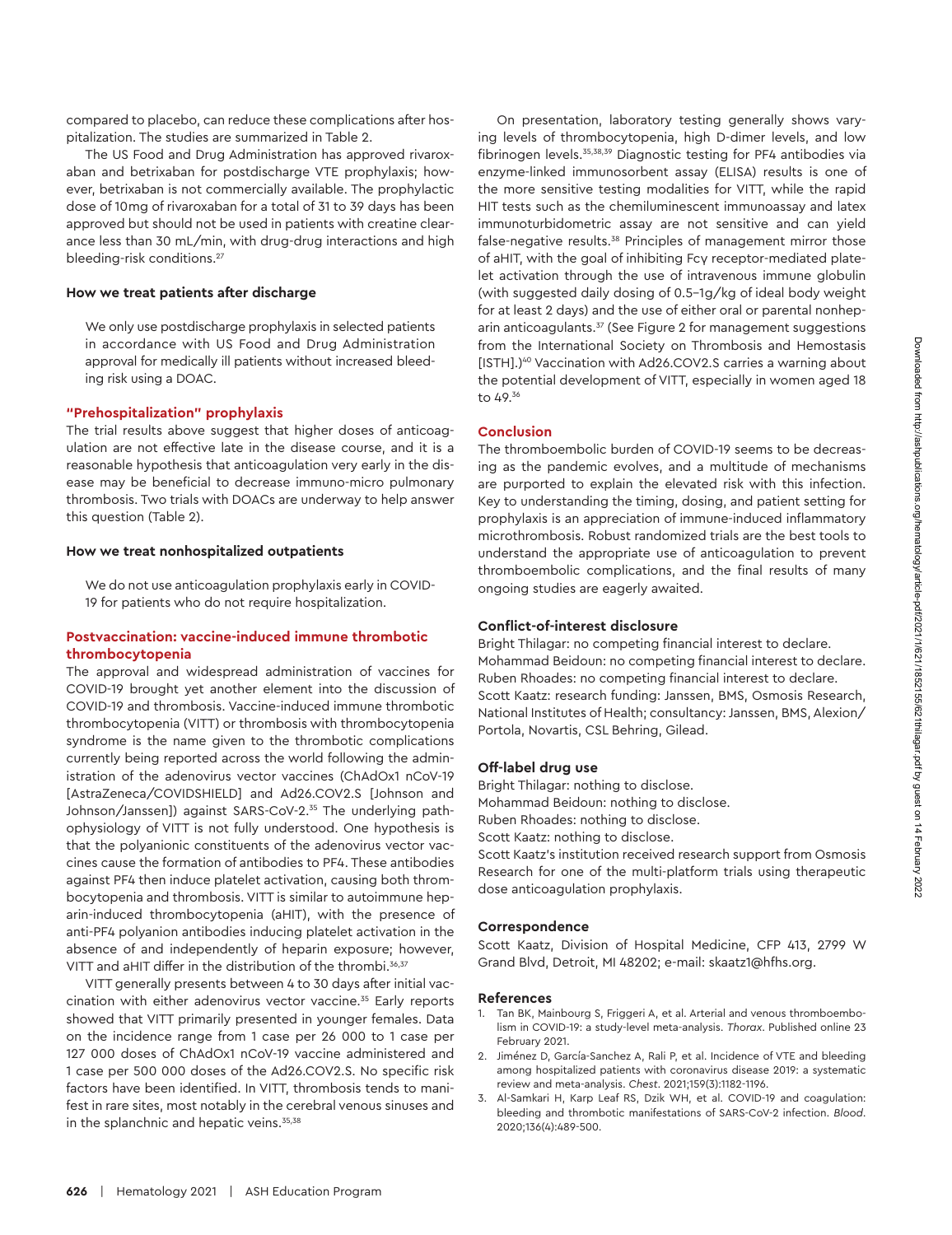compared to placebo, can reduce these complications after hospitalization. The studies are summarized in Table 2.

The US Food and Drug Administration has approved rivaroxaban and betrixaban for postdischarge VTE prophylaxis; however, betrixaban is not commercially available. The prophylactic dose of 10mg of rivaroxaban for a total of 31 to 39 days has been approved but should not be used in patients with creatine clearance less than 30 mL/min, with drug-drug interactions and high bleeding-risk conditions.[27]

#### How we treat patients after discharge

> We only use postdischarge prophylaxis in selected patients in accordance with US Food and Drug Administration approval for medically ill patients without increased bleeding risk using a DOAC.

### "Prehospitalization" prophylaxis

The trial results above suggest that higher doses of anticoagulation are not effective late in the disease course, and it is a reasonable hypothesis that anticoagulation very early in the disease may be beneficial to decrease immuno-micro pulmonary thrombosis. Two trials with DOACs are underway to help answer this question (Table 2).

#### How we treat nonhospitalized outpatients

> We do not use anticoagulation prophylaxis early in COVID-19 for patients who do not require hospitalization.

### Postvaccination: vaccine-induced immune thrombotic thrombocytopenia

The approval and widespread administration of vaccines for COVID-19 brought yet another element into the discussion of COVID-19 and thrombosis. Vaccine-induced immune thrombotic thrombocytopenia (VITT) or thrombosis with thrombocytopenia syndrome is the name given to the thrombotic complications currently being reported across the world following the administration of the adenovirus vector vaccines (ChAdOx1 nCoV-19 [AstraZeneca/COVIDSHIELD] and Ad26.COV2.S [Johnson and Johnson/Janssen]) against SARS-CoV-2.[35] The underlying pathophysiology of VITT is not fully understood. One hypothesis is that the polyanionic constituents of the adenovirus vector vaccines cause the formation of antibodies to PF4. These antibodies against PF4 then induce platelet activation, causing both thrombocytopenia and thrombosis. VITT is similar to autoimmune heparin-induced thrombocytopenia (aHIT), with the presence of anti-PF4 polyanion antibodies inducing platelet activation in the absence of and independently of heparin exposure; however, VITT and aHIT differ in the distribution of the thrombi.[36,37]

VITT generally presents between 4 to 30 days after initial vaccination with either adenovirus vector vaccine.[35] Early reports showed that VITT primarily presented in younger females. Data on the incidence range from 1 case per 26 000 to 1 case per 127 000 doses of ChAdOx1 nCoV-19 vaccine administered and 1 case per 500 000 doses of the Ad26.COV2.S. No specific risk factors have been identified. In VITT, thrombosis tends to manifest in rare sites, most notably in the cerebral venous sinuses and in the splanchnic and hepatic veins.[35,38]

On presentation, laboratory testing generally shows varying levels of thrombocytopenia, high D-dimer levels, and low fibrinogen levels.[35,38,39] Diagnostic testing for PF4 antibodies via enzyme-linked immunosorbent assay (ELISA) results is one of the more sensitive testing modalities for VITT, while the rapid HIT tests such as the chemiluminescent immunoassay and latex immunoturbidometric assay are not sensitive and can yield false-negative results.[38] Principles of management mirror those of aHIT, with the goal of inhibiting Fcγ receptor-mediated platelet activation through the use of intravenous immune globulin (with suggested daily dosing of 0.5–1g/kg of ideal body weight for at least 2 days) and the use of either oral or parental nonheparin anticoagulants.[37] (See Figure 2 for management suggestions from the International Society on Thrombosis and Hemostasis [ISTH].)[40] Vaccination with Ad26.COV2.S carries a warning about the potential development of VITT, especially in women aged 18 to 49.[36]

## Conclusion

The thromboembolic burden of COVID-19 seems to be decreasing as the pandemic evolves, and a multitude of mechanisms are purported to explain the elevated risk with this infection. Key to understanding the timing, dosing, and patient setting for prophylaxis is an appreciation of immune-induced inflammatory microthrombosis. Robust randomized trials are the best tools to understand the appropriate use of anticoagulation to prevent thromboembolic complications, and the final results of many ongoing studies are eagerly awaited.

### Conflict-of-interest disclosure

Bright Thilagar: no competing financial interest to declare.
Mohammad Beidoun: no competing financial interest to declare.
Ruben Rhoades: no competing financial interest to declare.
Scott Kaatz: research funding: Janssen, BMS, Osmosis Research, National Institutes of Health; consultancy: Janssen, BMS, Alexion/Portola, Novartis, CSL Behring, Gilead.

### Off-label drug use

Bright Thilagar: nothing to disclose.
Mohammad Beidoun: nothing to disclose.
Ruben Rhoades: nothing to disclose.
Scott Kaatz: nothing to disclose.
Scott Kaatz's institution received research support from Osmosis Research for one of the multi-platform trials using therapeutic dose anticoagulation prophylaxis.

### Correspondence

Scott Kaatz, Division of Hospital Medicine, CFP 413, 2799 W Grand Blvd, Detroit, MI 48202; e-mail: skaatz1@hfhs.org.

### References

1. Tan BK, Mainbourg S, Friggeri A, et al. Arterial and venous thromboembolism in COVID-19: a study-level meta-analysis. *Thorax*. Published online 23 February 2021.
2. Jiménez D, García-Sanchez A, Rali P, et al. Incidence of VTE and bleeding among hospitalized patients with coronavirus disease 2019: a systematic review and meta-analysis. *Chest*. 2021;159(3):1182-1196.
3. Al-Samkari H, Karp Leaf RS, Dzik WH, et al. COVID-19 and coagulation: bleeding and thrombotic manifestations of SARS-CoV-2 infection. *Blood*. 2020;136(4):489-500.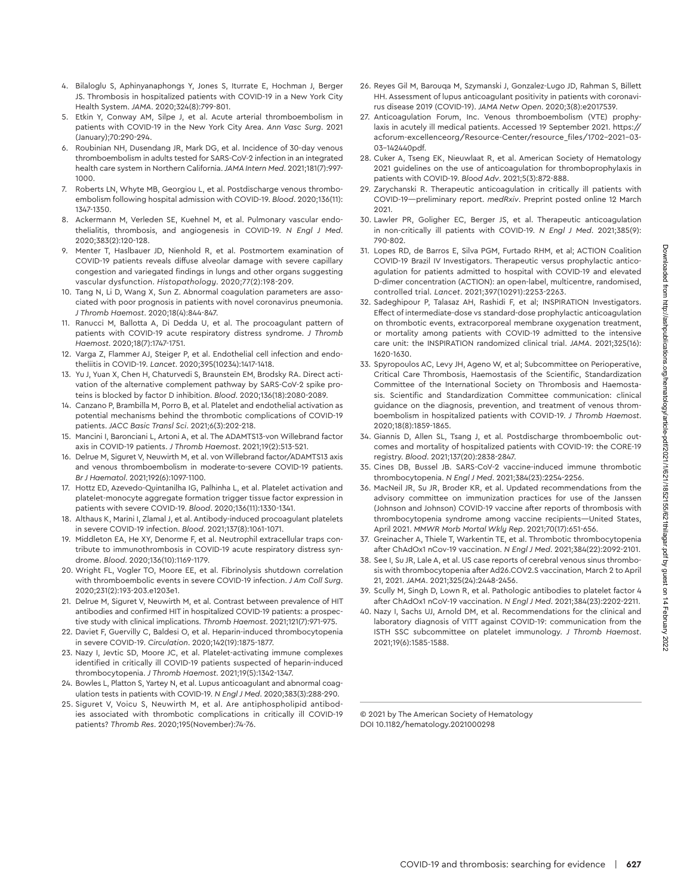4. Bilaloglu S, Aphinyanaphongs Y, Jones S, Iturrate E, Hochman J, Berger JS. Thrombosis in hospitalized patients with COVID-19 in a New York City Health System. *JAMA*. 2020;324(8):799-801.
5. Etkin Y, Conway AM, Silpe J, et al. Acute arterial thromboembolism in patients with COVID-19 in the New York City Area. *Ann Vasc Surg*. 2021 (January);70:290-294.
6. Roubinian NH, Dusendang JR, Mark DG, et al. Incidence of 30-day venous thromboembolism in adults tested for SARS-CoV-2 infection in an integrated health care system in Northern California. *JAMA Intern Med*. 2021;181(7):997-1000.
7. Roberts LN, Whyte MB, Georgiou L, et al. Postdischarge venous thromboembolism following hospital admission with COVID-19. *Blood*. 2020;136(11):1347-1350.
8. Ackermann M, Verleden SE, Kuehnel M, et al. Pulmonary vascular endothelialitis, thrombosis, and angiogenesis in COVID-19. *N Engl J Med*. 2020;383(2):120-128.
9. Menter T, Haslbauer JD, Nienhold R, et al. Postmortem examination of COVID-19 patients reveals diffuse alveolar damage with severe capillary congestion and variegated findings in lungs and other organs suggesting vascular dysfunction. *Histopathology*. 2020;77(2):198-209.
10. Tang N, Li D, Wang X, Sun Z. Abnormal coagulation parameters are associated with poor prognosis in patients with novel coronavirus pneumonia. *J Thromb Haemost*. 2020;18(4):844-847.
11. Ranucci M, Ballotta A, Di Dedda U, et al. The procoagulant pattern of patients with COVID-19 acute respiratory distress syndrome. *J Thromb Haemost*. 2020;18(7):1747-1751.
12. Varga Z, Flammer AJ, Steiger P, et al. Endothelial cell infection and endotheliitis in COVID-19. *Lancet*. 2020;395(10234):1417-1418.
13. Yu J, Yuan X, Chen H, Chaturvedi S, Braunstein EM, Brodsky RA. Direct activation of the alternative complement pathway by SARS-CoV-2 spike proteins is blocked by factor D inhibition. *Blood*. 2020;136(18):2080-2089.
14. Canzano P, Brambilla M, Porro B, et al. Platelet and endothelial activation as potential mechanisms behind the thrombotic complications of COVID-19 patients. *JACC Basic Transl Sci*. 2021;6(3):202-218.
15. Mancini I, Baronciani L, Artoni A, et al. The ADAMTS13-von Willebrand factor axis in COVID-19 patients. *J Thromb Haemost*. 2021;19(2):513-521.
16. Delrue M, Siguret V, Neuwirth M, et al. von Willebrand factor/ADAMTS13 axis and venous thromboembolism in moderate-to-severe COVID-19 patients. *Br J Haematol*. 2021;192(6):1097-1100.
17. Hottz ED, Azevedo-Quintanilha IG, Palhinha L, et al. Platelet activation and platelet-monocyte aggregate formation trigger tissue factor expression in patients with severe COVID-19. *Blood*. 2020;136(11):1330-1341.
18. Althaus K, Marini I, Zlamal J, et al. Antibody-induced procoagulant platelets in severe COVID-19 infection. *Blood*. 2021;137(8):1061-1071.
19. Middleton EA, He XY, Denorme F, et al. Neutrophil extracellular traps contribute to immunothrombosis in COVID-19 acute respiratory distress syndrome. *Blood*. 2020;136(10):1169-1179.
20. Wright FL, Vogler TO, Moore EE, et al. Fibrinolysis shutdown correlation with thromboembolic events in severe COVID-19 infection. *J Am Coll Surg*. 2020;231(2):193-203.e1203e1.
21. Delrue M, Siguret V, Neuwirth M, et al. Contrast between prevalence of HIT antibodies and confirmed HIT in hospitalized COVID-19 patients: a prospective study with clinical implications. *Thromb Haemost*. 2021;121(7):971-975.
22. Daviet F, Guervilly C, Baldesi O, et al. Heparin-induced thrombocytopenia in severe COVID-19. *Circulation*. 2020;142(19):1875-1877.
23. Nazy I, Jevtic SD, Moore JC, et al. Platelet-activating immune complexes identified in critically ill COVID-19 patients suspected of heparin-induced thrombocytopenia. *J Thromb Haemost*. 2021;19(5):1342-1347.
24. Bowles L, Platton S, Yartey N, et al. Lupus anticoagulant and abnormal coagulation tests in patients with COVID-19. *N Engl J Med*. 2020;383(3):288-290.
25. Siguret V, Voicu S, Neuwirth M, et al. Are antiphospholipid antibodies associated with thrombotic complications in critically ill COVID-19 patients? *Thromb Res*. 2020;195(November):74-76.
26. Reyes Gil M, Barouqa M, Szymanski J, Gonzalez-Lugo JD, Rahman S, Billett HH. Assessment of lupus anticoagulant positivity in patients with coronavirus disease 2019 (COVID-19). *JAMA Netw Open*. 2020;3(8):e2017539.
27. Anticoagulation Forum, Inc. Venous thromboembolism (VTE) prophylaxis in acutely ill medical patients. Accessed 19 September 2021. https://acforum-excellenceorg/Resource-Center/resource_files/1702–2021–03-03–142440pdf.
28. Cuker A, Tseng EK, Nieuwlaat R, et al. American Society of Hematology 2021 guidelines on the use of anticoagulation for thromboprophylaxis in patients with COVID-19. *Blood Adv*. 2021;5(3):872-888.
29. Zarychanski R. Therapeutic anticoagulation in critically ill patients with COVID-19—preliminary report. *medRxiv*. Preprint posted online 12 March 2021.
30. Lawler PR, Goligher EC, Berger JS, et al. Therapeutic anticoagulation in non-critically ill patients with COVID-19. *N Engl J Med*. 2021;385(9):790-802.
31. Lopes RD, de Barros E, Silva PGM, Furtado RHM, et al; ACTION Coalition COVID-19 Brazil IV Investigators. Therapeutic versus prophylactic anticoagulation for patients admitted to hospital with COVID-19 and elevated D-dimer concentration (ACTION): an open-label, multicentre, randomised, controlled trial. *Lancet*. 2021;397(10291):2253-2263.
32. Sadeghipour P, Talasaz AH, Rashidi F, et al; INSPIRATION Investigators. Effect of intermediate-dose vs standard-dose prophylactic anticoagulation on thrombotic events, extracorporeal membrane oxygenation treatment, or mortality among patients with COVID-19 admitted to the intensive care unit: the INSPIRATION randomized clinical trial. *JAMA*. 2021;325(16):1620-1630.
33. Spyropoulos AC, Levy JH, Ageno W, et al; Subcommittee on Perioperative, Critical Care Thrombosis, Haemostasis of the Scientific, Standardization Committee of the International Society on Thrombosis and Haemostasis. Scientific and Standardization Committee communication: clinical guidance on the diagnosis, prevention, and treatment of venous thromboembolism in hospitalized patients with COVID-19. *J Thromb Haemost*. 2020;18(8):1859-1865.
34. Giannis D, Allen SL, Tsang J, et al. Postdischarge thromboembolic outcomes and mortality of hospitalized patients with COVID-19: the CORE-19 registry. *Blood*. 2021;137(20):2838-2847.
35. Cines DB, Bussel JB. SARS-CoV-2 vaccine-induced immune thrombotic thrombocytopenia. *N Engl J Med*. 2021;384(23):2254-2256.
36. MacNeil JR, Su JR, Broder KR, et al. Updated recommendations from the advisory committee on immunization practices for use of the Janssen (Johnson and Johnson) COVID-19 vaccine after reports of thrombosis with thrombocytopenia syndrome among vaccine recipients—United States, April 2021. *MMWR Morb Mortal Wkly Rep*. 2021;70(17):651-656.
37. Greinacher A, Thiele T, Warkentin TE, et al. Thrombotic thrombocytopenia after ChAdOx1 nCov-19 vaccination. *N Engl J Med*. 2021;384(22):2092-2101.
38. See I, Su JR, Lale A, et al. US case reports of cerebral venous sinus thrombosis with thrombocytopenia after Ad26.COV2.S vaccination, March 2 to April 21, 2021. *JAMA*. 2021;325(24):2448-2456.
39. Scully M, Singh D, Lown R, et al. Pathologic antibodies to platelet factor 4 after ChAdOx1 nCoV-19 vaccination. *N Engl J Med*. 2021;384(23):2202-2211.
40. Nazy I, Sachs UJ, Arnold DM, et al. Recommendations for the clinical and laboratory diagnosis of VITT against COVID-19: communication from the ISTH SSC subcommittee on platelet immunology. *J Thromb Haemost*. 2021;19(6):1585-1588.

© 2021 by The American Society of Hematology
DOI 10.1182/hematology.2021000298